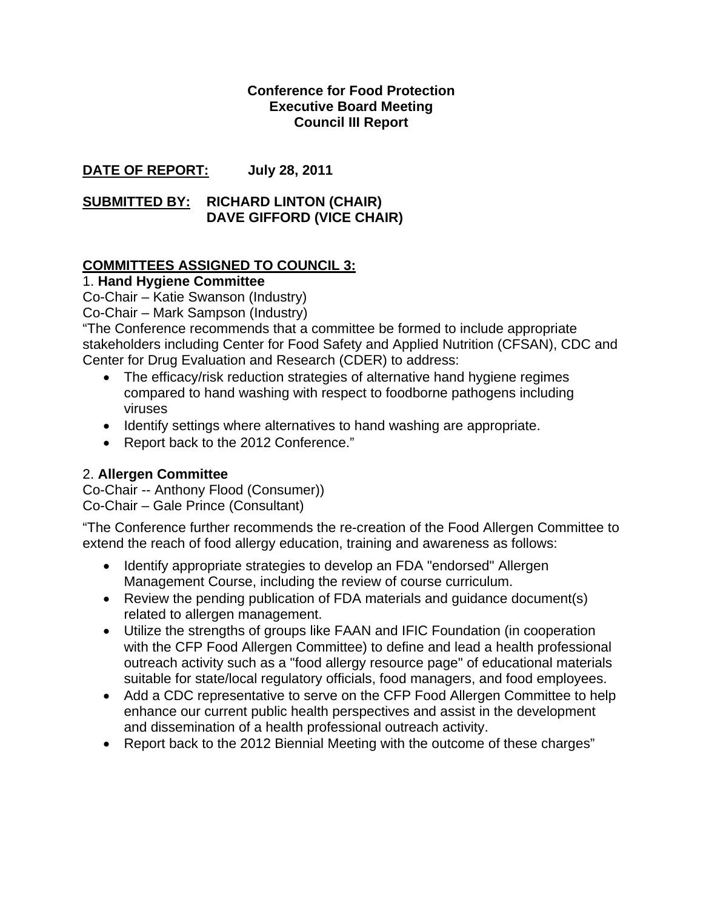**Conference for Food Protection**
**Executive Board Meeting**
**Council III Report**

**DATE OF REPORT:** **July 28, 2011**

**SUBMITTED BY:** **RICHARD LINTON (CHAIR)**
**DAVE GIFFORD (VICE CHAIR)**

**COMMITTEES ASSIGNED TO COUNCIL 3:**

1. **Hand Hygiene Committee**

Co-Chair – Katie Swanson (Industry)
Co-Chair – Mark Sampson (Industry)

"The Conference recommends that a committee be formed to include appropriate stakeholders including Center for Food Safety and Applied Nutrition (CFSAN), CDC and Center for Drug Evaluation and Research (CDER) to address:

- The efficacy/risk reduction strategies of alternative hand hygiene regimes compared to hand washing with respect to foodborne pathogens including viruses
- Identify settings where alternatives to hand washing are appropriate.
- Report back to the 2012 Conference."

2. **Allergen Committee**

Co-Chair -- Anthony Flood (Consumer))
Co-Chair – Gale Prince (Consultant)

"The Conference further recommends the re-creation of the Food Allergen Committee to extend the reach of food allergy education, training and awareness as follows:

- Identify appropriate strategies to develop an FDA "endorsed" Allergen Management Course, including the review of course curriculum.
- Review the pending publication of FDA materials and guidance document(s) related to allergen management.
- Utilize the strengths of groups like FAAN and IFIC Foundation (in cooperation with the CFP Food Allergen Committee) to define and lead a health professional outreach activity such as a "food allergy resource page" of educational materials suitable for state/local regulatory officials, food managers, and food employees.
- Add a CDC representative to serve on the CFP Food Allergen Committee to help enhance our current public health perspectives and assist in the development and dissemination of a health professional outreach activity.
- Report back to the 2012 Biennial Meeting with the outcome of these charges"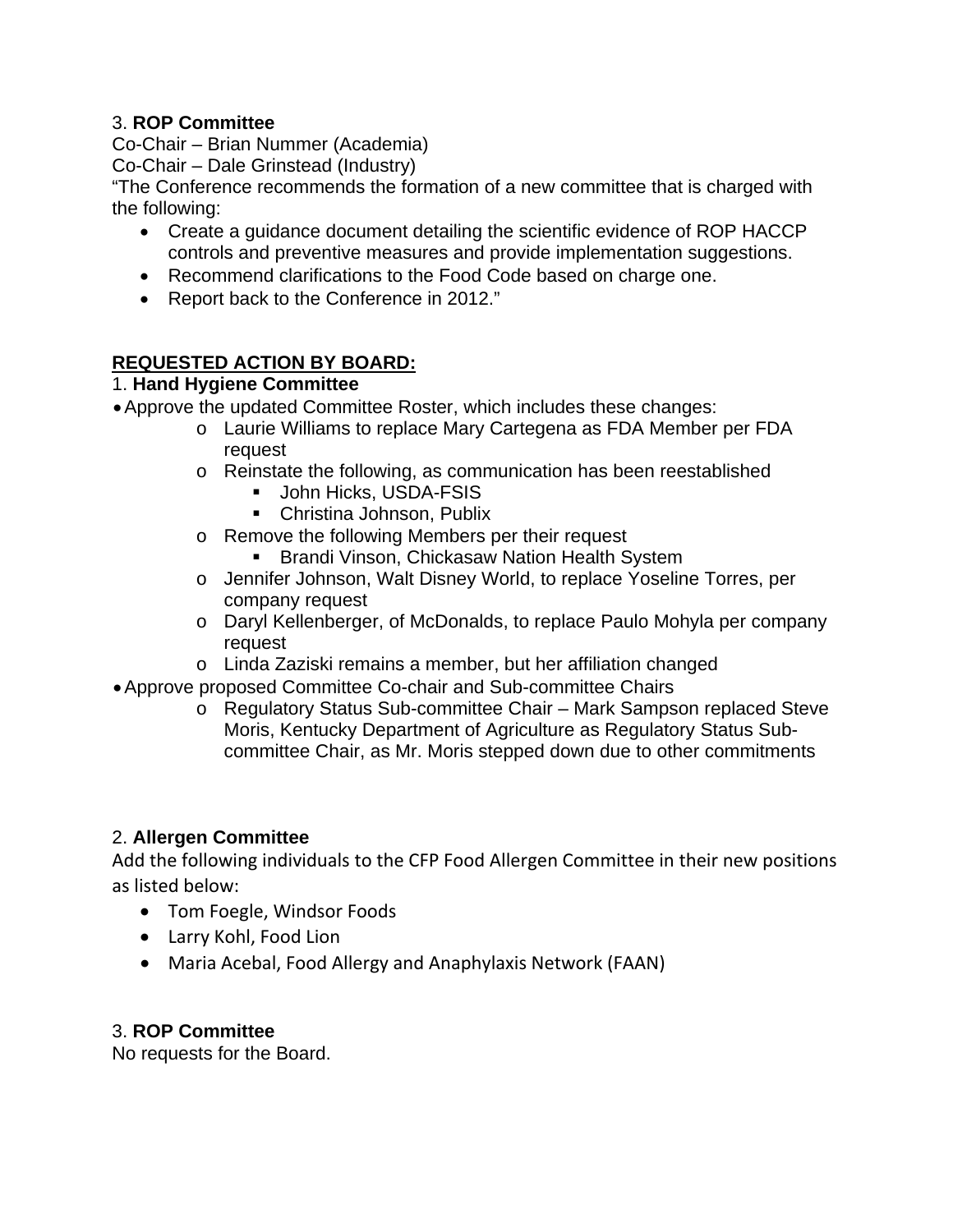3. **ROP Committee**
Co-Chair – Brian Nummer (Academia)
Co-Chair – Dale Grinstead (Industry)
"The Conference recommends the formation of a new committee that is charged with the following:

- Create a guidance document detailing the scientific evidence of ROP HACCP controls and preventive measures and provide implementation suggestions.
- Recommend clarifications to the Food Code based on charge one.
- Report back to the Conference in 2012."

**REQUESTED ACTION BY BOARD:**

1. **Hand Hygiene Committee**

- Approve the updated Committee Roster, which includes these changes:
    - Laurie Williams to replace Mary Cartegena as FDA Member per FDA request
    - Reinstate the following, as communication has been reestablished
        - John Hicks, USDA-FSIS
        - Christina Johnson, Publix
    - Remove the following Members per their request
        - Brandi Vinson, Chickasaw Nation Health System
    - Jennifer Johnson, Walt Disney World, to replace Yoseline Torres, per company request
    - Daryl Kellenberger, of McDonalds, to replace Paulo Mohyla per company request
    - Linda Zaziski remains a member, but her affiliation changed
- Approve proposed Committee Co-chair and Sub-committee Chairs
    - Regulatory Status Sub-committee Chair – Mark Sampson replaced Steve Moris, Kentucky Department of Agriculture as Regulatory Status Sub-committee Chair, as Mr. Moris stepped down due to other commitments

2. **Allergen Committee**
Add the following individuals to the CFP Food Allergen Committee in their new positions as listed below:

- Tom Foegle, Windsor Foods
- Larry Kohl, Food Lion
- Maria Acebal, Food Allergy and Anaphylaxis Network (FAAN)

3. **ROP Committee**
No requests for the Board.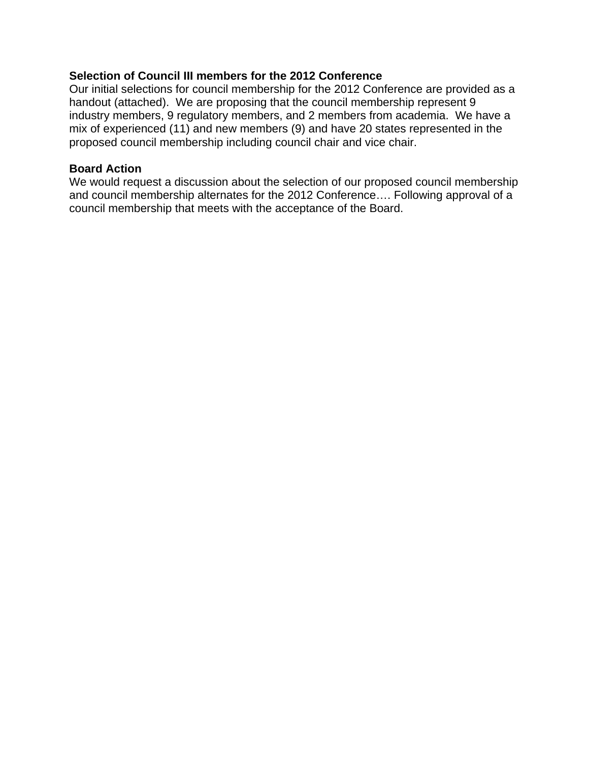**Selection of Council III members for the 2012 Conference**

Our initial selections for council membership for the 2012 Conference are provided as a handout (attached). We are proposing that the council membership represent 9 industry members, 9 regulatory members, and 2 members from academia. We have a mix of experienced (11) and new members (9) and have 20 states represented in the proposed council membership including council chair and vice chair.

**Board Action**

We would request a discussion about the selection of our proposed council membership and council membership alternates for the 2012 Conference…. Following approval of a council membership that meets with the acceptance of the Board.